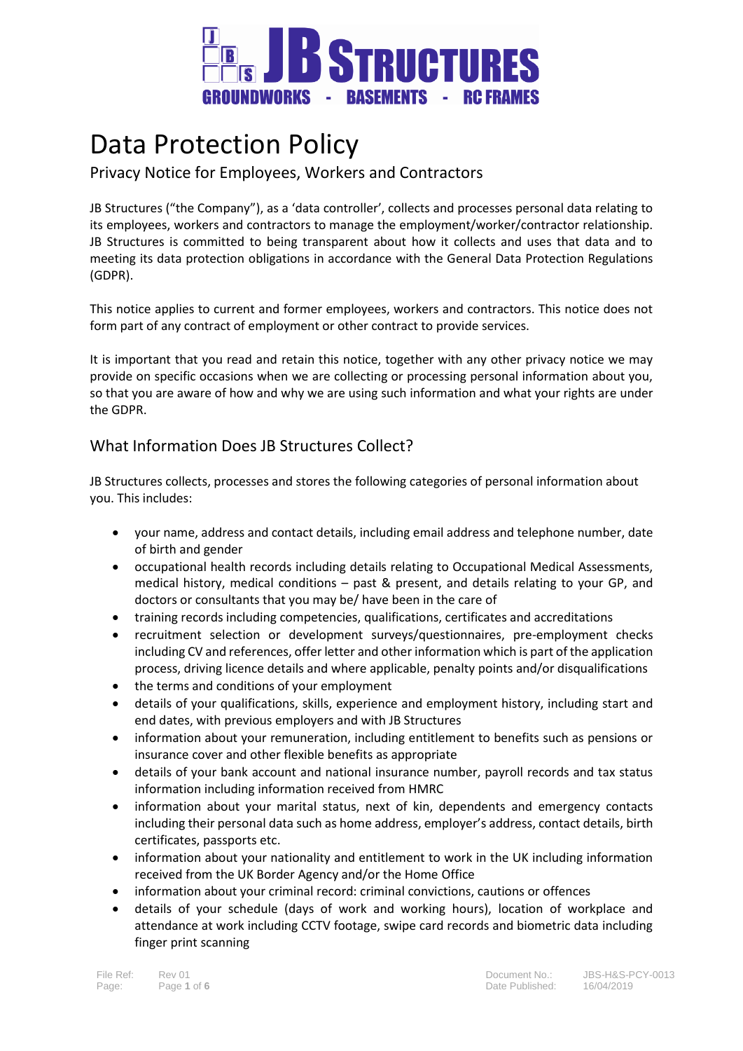# Data Protection Policy

## Privacy Notice for Employees, Workers and Contractors

JB Structures ("the Company"), as a 'data controller', collects and processes personal data relating to its employees, workers and contractors to manage the employment/worker/contractor relationship. JB Structures is committed to being transparent about how it collects and uses that data and to meeting its data protection obligations in accordance with the General Data Protection Regulations (GDPR).

This notice applies to current and former employees, workers and contractors. This notice does not form part of any contract of employment or other contract to provide services.

It is important that you read and retain this notice, together with any other privacy notice we may provide on specific occasions when we are collecting or processing personal information about you, so that you are aware of how and why we are using such information and what your rights are under the GDPR.

## What Information Does JB Structures Collect?

JB Structures collects, processes and stores the following categories of personal information about you. This includes:

- your name, address and contact details, including email address and telephone number, date of birth and gender
- occupational health records including details relating to Occupational Medical Assessments, medical history, medical conditions – past & present, and details relating to your GP, and doctors or consultants that you may be/ have been in the care of
- training records including competencies, qualifications, certificates and accreditations
- recruitment selection or development surveys/questionnaires, pre-employment checks including CV and references, offer letter and other information which is part of the application process, driving licence details and where applicable, penalty points and/or disqualifications
- the terms and conditions of your employment
- details of your qualifications, skills, experience and employment history, including start and end dates, with previous employers and with JB Structures
- information about your remuneration, including entitlement to benefits such as pensions or insurance cover and other flexible benefits as appropriate
- details of your bank account and national insurance number, payroll records and tax status information including information received from HMRC
- information about your marital status, next of kin, dependents and emergency contacts including their personal data such as home address, employer's address, contact details, birth certificates, passports etc.
- information about your nationality and entitlement to work in the UK including information received from the UK Border Agency and/or the Home Office
- information about your criminal record: criminal convictions, cautions or offences
- details of your schedule (days of work and working hours), location of workplace and attendance at work including CCTV footage, swipe card records and biometric data including finger print scanning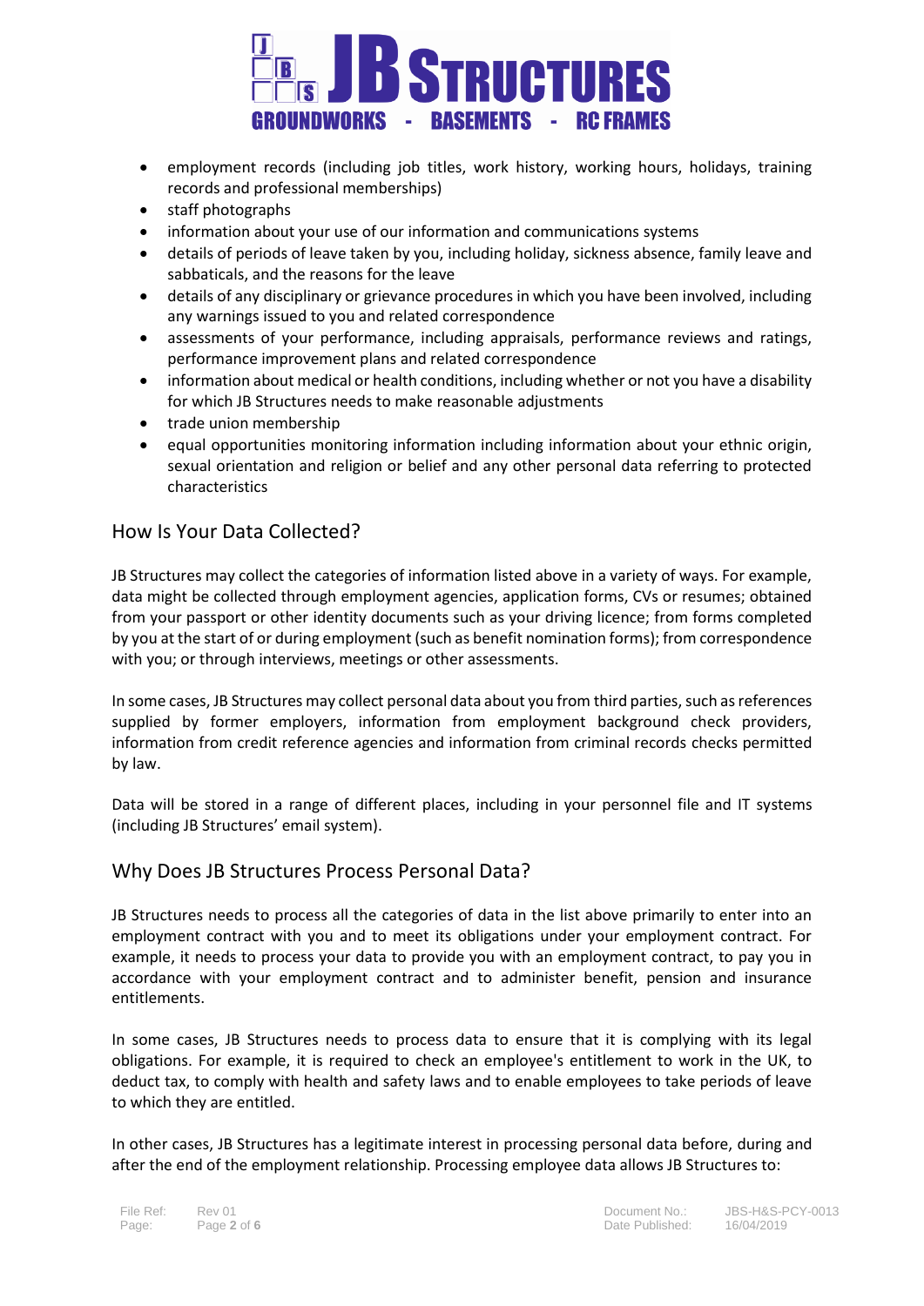- employment records (including job titles, work history, working hours, holidays, training records and professional memberships)
- staff photographs
- information about your use of our information and communications systems
- details of periods of leave taken by you, including holiday, sickness absence, family leave and sabbaticals, and the reasons for the leave
- details of any disciplinary or grievance procedures in which you have been involved, including any warnings issued to you and related correspondence
- assessments of your performance, including appraisals, performance reviews and ratings, performance improvement plans and related correspondence
- information about medical or health conditions, including whether or not you have a disability for which JB Structures needs to make reasonable adjustments
- trade union membership
- equal opportunities monitoring information including information about your ethnic origin, sexual orientation and religion or belief and any other personal data referring to protected characteristics

## How Is Your Data Collected?

JB Structures may collect the categories of information listed above in a variety of ways. For example, data might be collected through employment agencies, application forms, CVs or resumes; obtained from your passport or other identity documents such as your driving licence; from forms completed by you at the start of or during employment (such as benefit nomination forms); from correspondence with you; or through interviews, meetings or other assessments.

In some cases, JB Structures may collect personal data about you from third parties, such as references supplied by former employers, information from employment background check providers, information from credit reference agencies and information from criminal records checks permitted by law.

Data will be stored in a range of different places, including in your personnel file and IT systems (including JB Structures' email system).

## Why Does JB Structures Process Personal Data?

JB Structures needs to process all the categories of data in the list above primarily to enter into an employment contract with you and to meet its obligations under your employment contract. For example, it needs to process your data to provide you with an employment contract, to pay you in accordance with your employment contract and to administer benefit, pension and insurance entitlements.

In some cases, JB Structures needs to process data to ensure that it is complying with its legal obligations. For example, it is required to check an employee's entitlement to work in the UK, to deduct tax, to comply with health and safety laws and to enable employees to take periods of leave to which they are entitled.

In other cases, JB Structures has a legitimate interest in processing personal data before, during and after the end of the employment relationship. Processing employee data allows JB Structures to: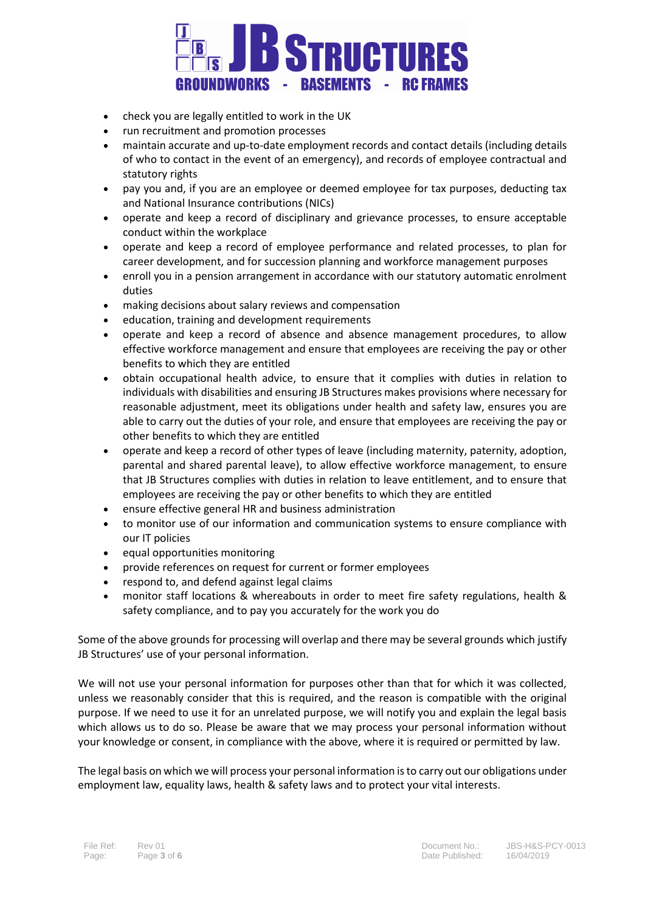- check you are legally entitled to work in the UK
- run recruitment and promotion processes
- maintain accurate and up-to-date employment records and contact details (including details of who to contact in the event of an emergency), and records of employee contractual and statutory rights
- pay you and, if you are an employee or deemed employee for tax purposes, deducting tax and National Insurance contributions (NICs)
- operate and keep a record of disciplinary and grievance processes, to ensure acceptable conduct within the workplace
- operate and keep a record of employee performance and related processes, to plan for career development, and for succession planning and workforce management purposes
- enroll you in a pension arrangement in accordance with our statutory automatic enrolment duties
- making decisions about salary reviews and compensation
- education, training and development requirements
- operate and keep a record of absence and absence management procedures, to allow effective workforce management and ensure that employees are receiving the pay or other benefits to which they are entitled
- obtain occupational health advice, to ensure that it complies with duties in relation to individuals with disabilities and ensuring JB Structures makes provisions where necessary for reasonable adjustment, meet its obligations under health and safety law, ensures you are able to carry out the duties of your role, and ensure that employees are receiving the pay or other benefits to which they are entitled
- operate and keep a record of other types of leave (including maternity, paternity, adoption, parental and shared parental leave), to allow effective workforce management, to ensure that JB Structures complies with duties in relation to leave entitlement, and to ensure that employees are receiving the pay or other benefits to which they are entitled
- ensure effective general HR and business administration
- to monitor use of our information and communication systems to ensure compliance with our IT policies
- equal opportunities monitoring
- provide references on request for current or former employees
- respond to, and defend against legal claims
- monitor staff locations & whereabouts in order to meet fire safety regulations, health & safety compliance, and to pay you accurately for the work you do

Some of the above grounds for processing will overlap and there may be several grounds which justify JB Structures' use of your personal information.

We will not use your personal information for purposes other than that for which it was collected, unless we reasonably consider that this is required, and the reason is compatible with the original purpose. If we need to use it for an unrelated purpose, we will notify you and explain the legal basis which allows us to do so. Please be aware that we may process your personal information without your knowledge or consent, in compliance with the above, where it is required or permitted by law.

The legal basis on which we will process your personal information is to carry out our obligations under employment law, equality laws, health & safety laws and to protect your vital interests.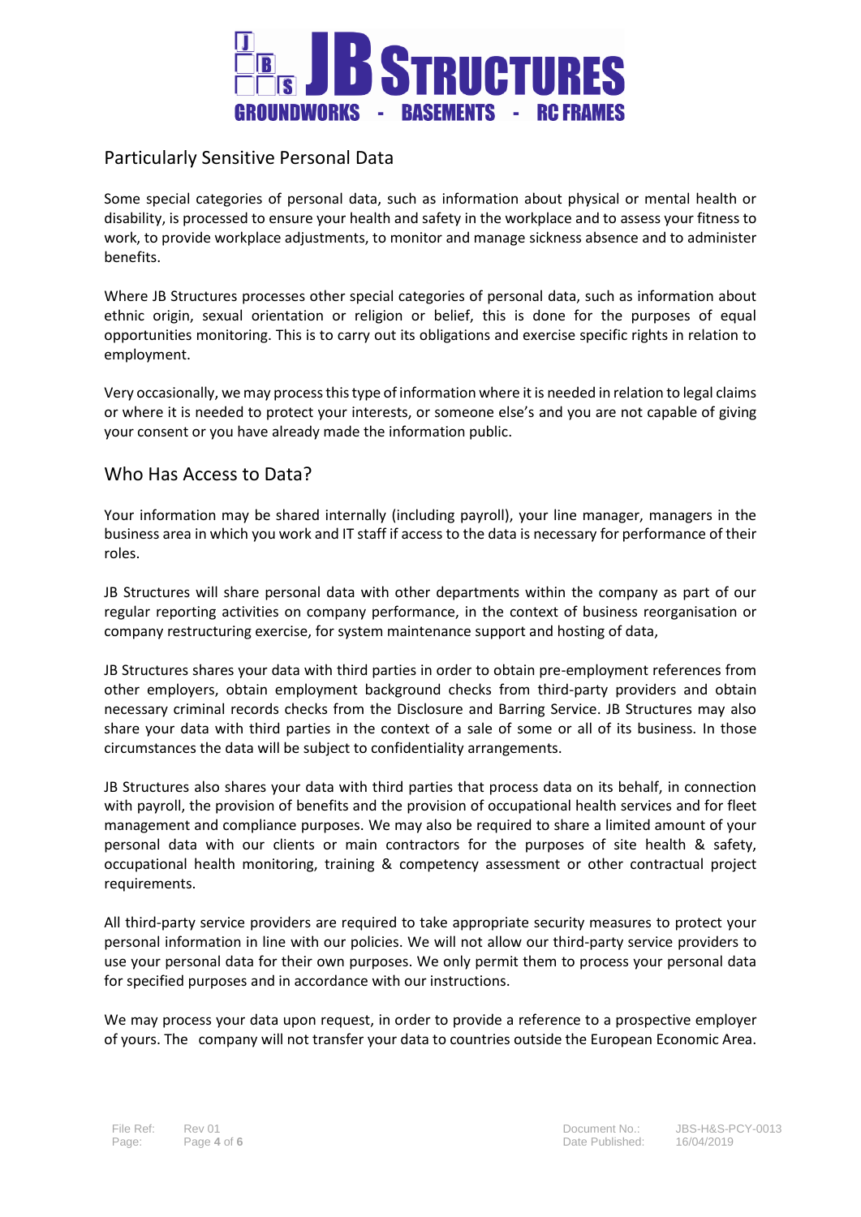## Particularly Sensitive Personal Data

Some special categories of personal data, such as information about physical or mental health or disability, is processed to ensure your health and safety in the workplace and to assess your fitness to work, to provide workplace adjustments, to monitor and manage sickness absence and to administer benefits.

Where JB Structures processes other special categories of personal data, such as information about ethnic origin, sexual orientation or religion or belief, this is done for the purposes of equal opportunities monitoring. This is to carry out its obligations and exercise specific rights in relation to employment.

Very occasionally, we may process this type of information where it is needed in relation to legal claims or where it is needed to protect your interests, or someone else's and you are not capable of giving your consent or you have already made the information public.

## Who Has Access to Data?

Your information may be shared internally (including payroll), your line manager, managers in the business area in which you work and IT staff if access to the data is necessary for performance of their roles.

JB Structures will share personal data with other departments within the company as part of our regular reporting activities on company performance, in the context of business reorganisation or company restructuring exercise, for system maintenance support and hosting of data,

JB Structures shares your data with third parties in order to obtain pre-employment references from other employers, obtain employment background checks from third-party providers and obtain necessary criminal records checks from the Disclosure and Barring Service. JB Structures may also share your data with third parties in the context of a sale of some or all of its business. In those circumstances the data will be subject to confidentiality arrangements.

JB Structures also shares your data with third parties that process data on its behalf, in connection with payroll, the provision of benefits and the provision of occupational health services and for fleet management and compliance purposes. We may also be required to share a limited amount of your personal data with our clients or main contractors for the purposes of site health & safety, occupational health monitoring, training & competency assessment or other contractual project requirements.

All third-party service providers are required to take appropriate security measures to protect your personal information in line with our policies. We will not allow our third-party service providers to use your personal data for their own purposes. We only permit them to process your personal data for specified purposes and in accordance with our instructions.

We may process your data upon request, in order to provide a reference to a prospective employer of yours. The company will not transfer your data to countries outside the European Economic Area.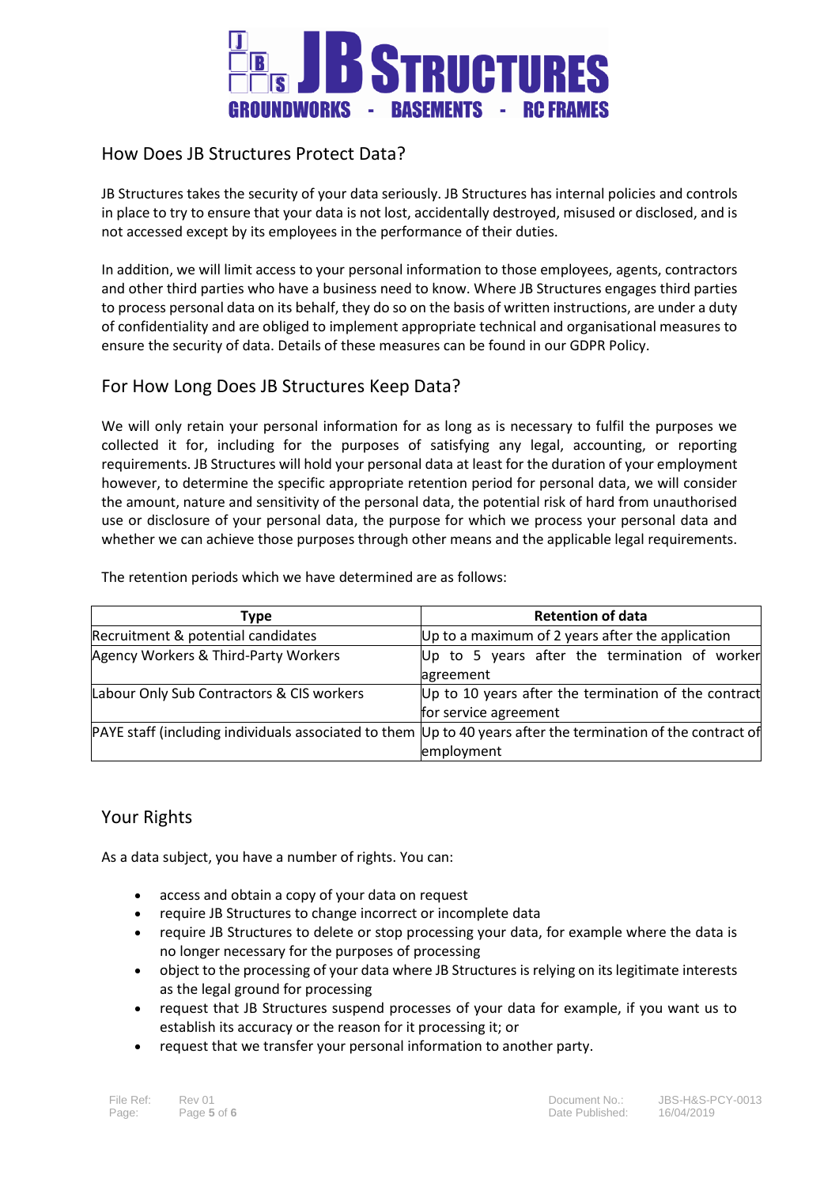## How Does JB Structures Protect Data?

JB Structures takes the security of your data seriously. JB Structures has internal policies and controls in place to try to ensure that your data is not lost, accidentally destroyed, misused or disclosed, and is not accessed except by its employees in the performance of their duties.

In addition, we will limit access to your personal information to those employees, agents, contractors and other third parties who have a business need to know. Where JB Structures engages third parties to process personal data on its behalf, they do so on the basis of written instructions, are under a duty of confidentiality and are obliged to implement appropriate technical and organisational measures to ensure the security of data. Details of these measures can be found in our GDPR Policy.

## For How Long Does JB Structures Keep Data?

We will only retain your personal information for as long as is necessary to fulfil the purposes we collected it for, including for the purposes of satisfying any legal, accounting, or reporting requirements. JB Structures will hold your personal data at least for the duration of your employment however, to determine the specific appropriate retention period for personal data, we will consider the amount, nature and sensitivity of the personal data, the potential risk of hard from unauthorised use or disclosure of your personal data, the purpose for which we process your personal data and whether we can achieve those purposes through other means and the applicable legal requirements.

The retention periods which we have determined are as follows:

| Type | Retention of data |
|---|---|
| Recruitment & potential candidates | Up to a maximum of 2 years after the application |
| Agency Workers & Third-Party Workers | Up to 5 years after the termination of worker agreement |
| Labour Only Sub Contractors & CIS workers | Up to 10 years after the termination of the contract for service agreement |
| PAYE staff (including individuals associated to them | Up to 40 years after the termination of the contract of employment |

## Your Rights

As a data subject, you have a number of rights. You can:

- access and obtain a copy of your data on request
- require JB Structures to change incorrect or incomplete data
- require JB Structures to delete or stop processing your data, for example where the data is no longer necessary for the purposes of processing
- object to the processing of your data where JB Structures is relying on its legitimate interests as the legal ground for processing
- request that JB Structures suspend processes of your data for example, if you want us to establish its accuracy or the reason for it processing it; or
- request that we transfer your personal information to another party.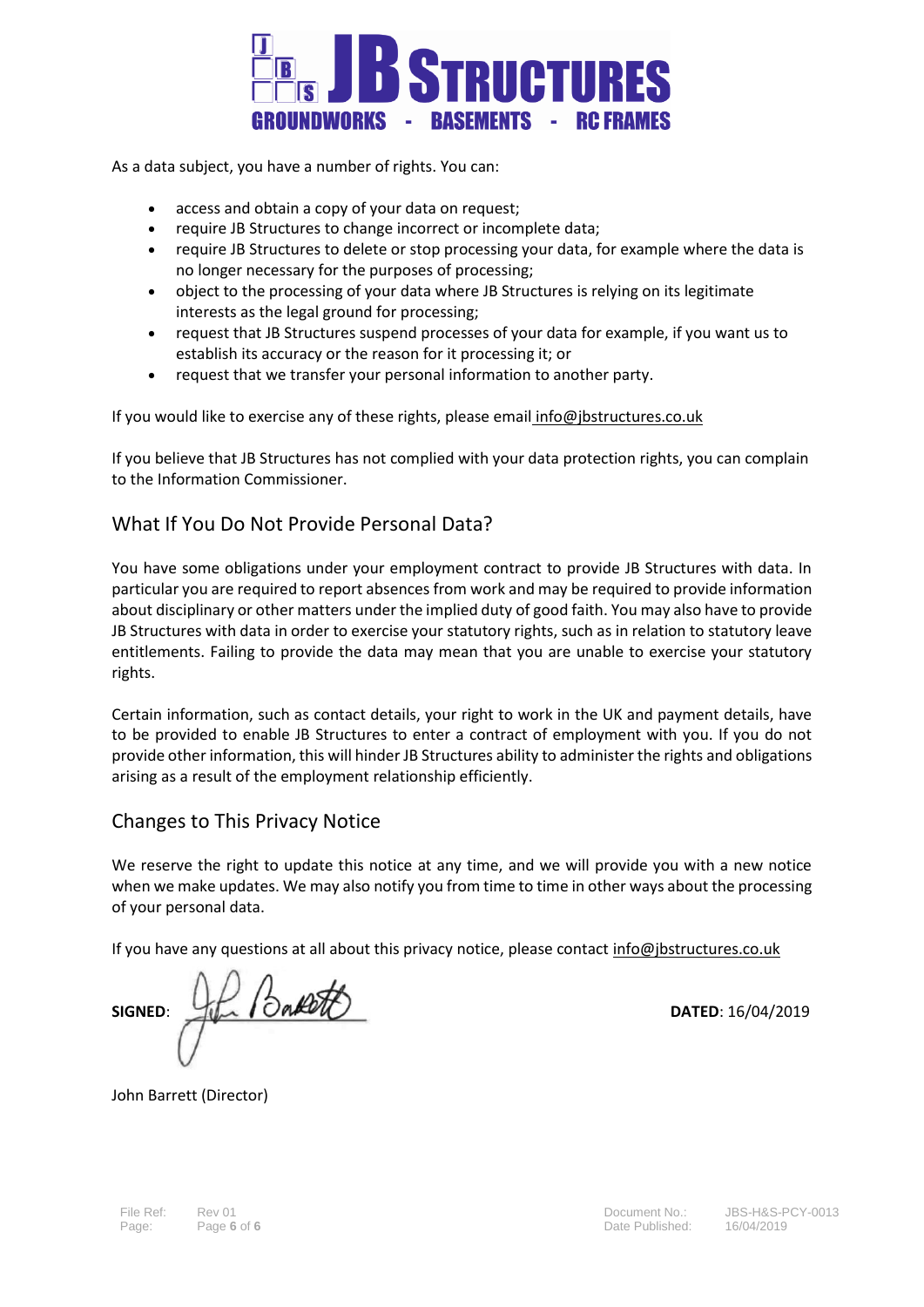As a data subject, you have a number of rights. You can:

- access and obtain a copy of your data on request;
- require JB Structures to change incorrect or incomplete data;
- require JB Structures to delete or stop processing your data, for example where the data is no longer necessary for the purposes of processing;
- object to the processing of your data where JB Structures is relying on its legitimate interests as the legal ground for processing;
- request that JB Structures suspend processes of your data for example, if you want us to establish its accuracy or the reason for it processing it; or
- request that we transfer your personal information to another party.

If you would like to exercise any of these rights, please email info@jbstructures.co.uk

If you believe that JB Structures has not complied with your data protection rights, you can complain to the Information Commissioner.

## What If You Do Not Provide Personal Data?

You have some obligations under your employment contract to provide JB Structures with data. In particular you are required to report absences from work and may be required to provide information about disciplinary or other matters under the implied duty of good faith. You may also have to provide JB Structures with data in order to exercise your statutory rights, such as in relation to statutory leave entitlements. Failing to provide the data may mean that you are unable to exercise your statutory rights.

Certain information, such as contact details, your right to work in the UK and payment details, have to be provided to enable JB Structures to enter a contract of employment with you. If you do not provide other information, this will hinder JB Structures ability to administer the rights and obligations arising as a result of the employment relationship efficiently.

## Changes to This Privacy Notice

We reserve the right to update this notice at any time, and we will provide you with a new notice when we make updates. We may also notify you from time to time in other ways about the processing of your personal data.

If you have any questions at all about this privacy notice, please contact info@jbstructures.co.uk

**SIGNED**: 

**DATED**: 16/04/2019

John Barrett (Director)